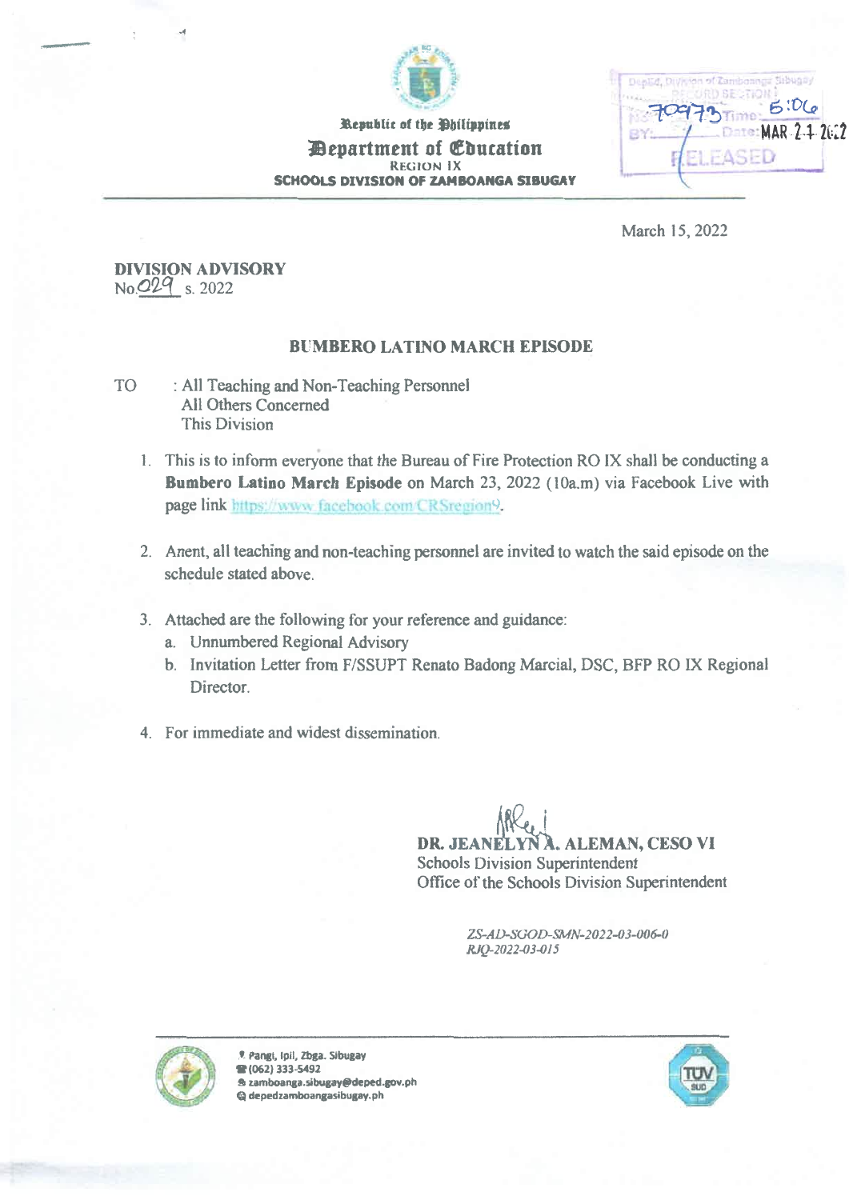Republic of the Philippines

**Department of Education**

REGION IX

**SCHOOLS DIVISION OF ZAMBOANGA SIBUGAY**

DepEd, Division of Zamboanga Sibugay RECORD SECTION No: 70973 Time: 6:06 BY: Date: MAR 21 2022 RELEASED

March 15, 2022

**DIVISION ADVISORY**
No. 029 s. 2022

## BUMBERO LATINO MARCH EPISODE

TO : All Teaching and Non-Teaching Personnel
All Others Concerned
This Division

1. This is to inform everyone that the Bureau of Fire Protection RO IX shall be conducting a **Bumbero Latino March Episode** on March 23, 2022 (10a.m) via Facebook Live with page link https://www.facebook.com/CRSregion9.

2. Anent, all teaching and non-teaching personnel are invited to watch the said episode on the schedule stated above.

3. Attached are the following for your reference and guidance:
   a. Unnumbered Regional Advisory
   b. Invitation Letter from F/SSUPT Renato Badong Marcial, DSC, BFP RO IX Regional Director.

4. For immediate and widest dissemination.

**DR. JEANELYN A. ALEMAN, CESO VI**
Schools Division Superintendent
Office of the Schools Division Superintendent

*ZS-AD-SGOD-SMN-2022-03-006-0*
*RJQ-2022-03-015*

Pangi, Ipil, Zbga. Sibugay
(062) 333-5492
zamboanga.sibugay@deped.gov.ph
depedzamboangasibugay.ph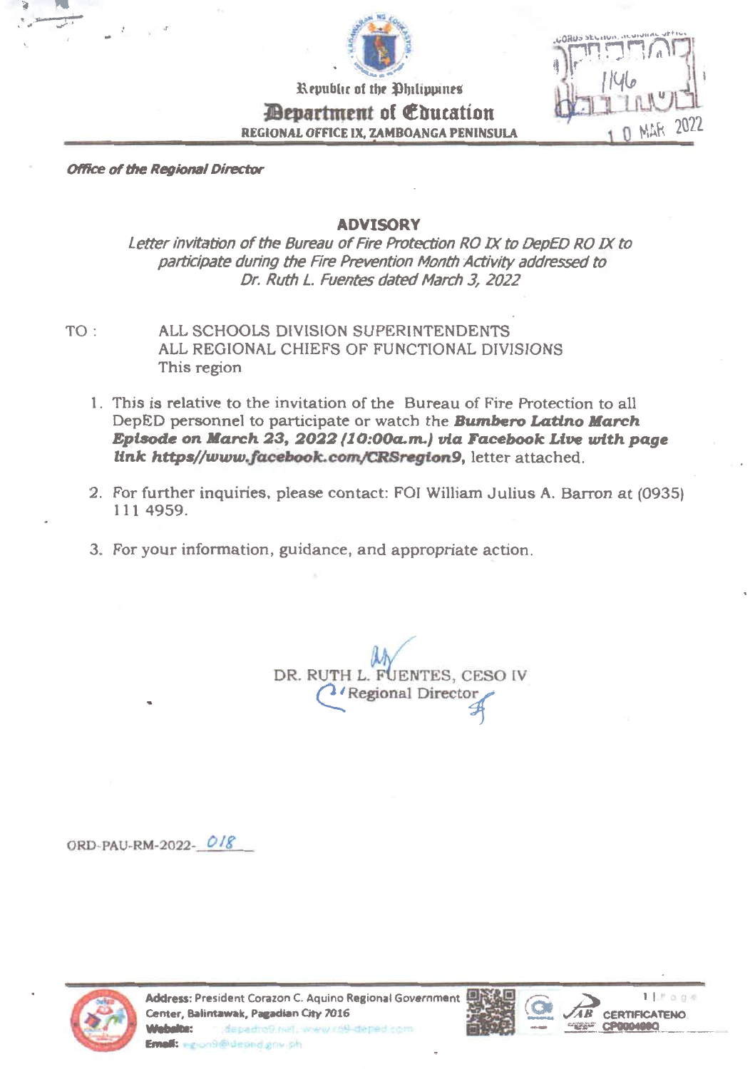Republic of the Philippines

**Department of Education**

**REGIONAL OFFICE IX, ZAMBOANGA PENINSULA**

1146

10 MAR 2022

***Office of the Regional Director***

## ADVISORY

*Letter invitation of the Bureau of Fire Protection RO IX to DepED RO IX to participate during the Fire Prevention Month Activity addressed to Dr. Ruth L. Fuentes dated March 3, 2022*

TO : ALL SCHOOLS DIVISION SUPERINTENDENTS
ALL REGIONAL CHIEFS OF FUNCTIONAL DIVISIONS
This region

1. This is relative to the invitation of the Bureau of Fire Protection to all DepED personnel to participate or watch the ***Bumbero Latino March Episode on March 23, 2022 (10:00a.m.) via Facebook Live with page link https//www.facebook.com/CRSregion9***, letter attached.

2. For further inquiries, please contact: FOI William Julius A. Barron at (0935) 111 4959.

3. For your information, guidance, and appropriate action.

DR. RUTH L. FUENTES, CESO IV
Regional Director

ORD-PAU-RM-2022-018

**Address:** President Corazon C. Aquino Regional Government Center, Balintawak, Pagadian City 7016
**Website:** depedro9.net, www.ro9-deped.com
**Email:** region9@deped.gov.ph

CERTIFICATE NO. CP0004080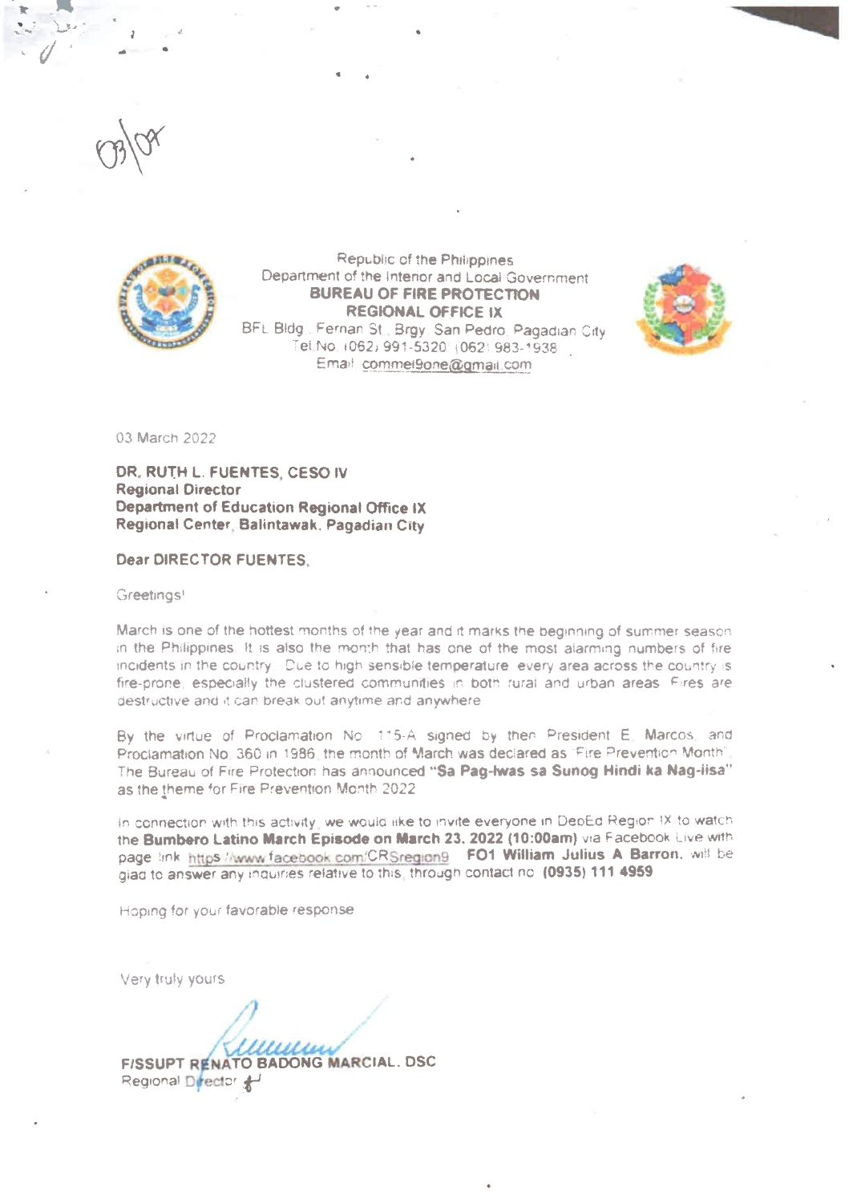03/08

Republic of the Philippines
Department of the Interior and Local Government
**BUREAU OF FIRE PROTECTION**
**REGIONAL OFFICE IX**
BFL Bldg., Fernan St., Brgy. San Pedro, Pagadian City
Tel No. (062) 991-5320 (062) 983-1938
Email: commel9one@gmail.com

03 March 2022

**DR. RUTH L. FUENTES, CESO IV**
**Regional Director**
**Department of Education Regional Office IX**
**Regional Center, Balintawak, Pagadian City**

**Dear DIRECTOR FUENTES,**

Greetings!

March is one of the hottest months of the year and it marks the beginning of summer season in the Philippines. It is also the month that has one of the most alarming numbers of fire incidents in the country. Due to high sensible temperature, every area across the country is fire-prone, especially the clustered communities in both rural and urban areas. Fires are destructive and it can break out anytime and anywhere.

By the virtue of Proclamation No. 115-A signed by then President E. Marcos, and Proclamation No. 360 in 1986, the month of March was declared as "Fire Prevention Month". The Bureau of Fire Protection has announced **"Sa Pag-iwas sa Sunog Hindi ka Nag-iisa"** as the theme for Fire Prevention Month 2022.

In connection with this activity, we would like to invite everyone in DepEd Region IX to watch the **Bumbero Latino March Episode on March 23, 2022 (10:00am)** via Facebook Live with page link https://www.facebook.com/CRSregion9. **FO1 William Julius A Barron**, will be glad to answer any inquiries relative to this, through contact no. **(0935) 111 4959**

Hoping for your favorable response.

Very truly yours,

**F/SSUPT RENATO BADONG MARCIAL, DSC**
Regional Director